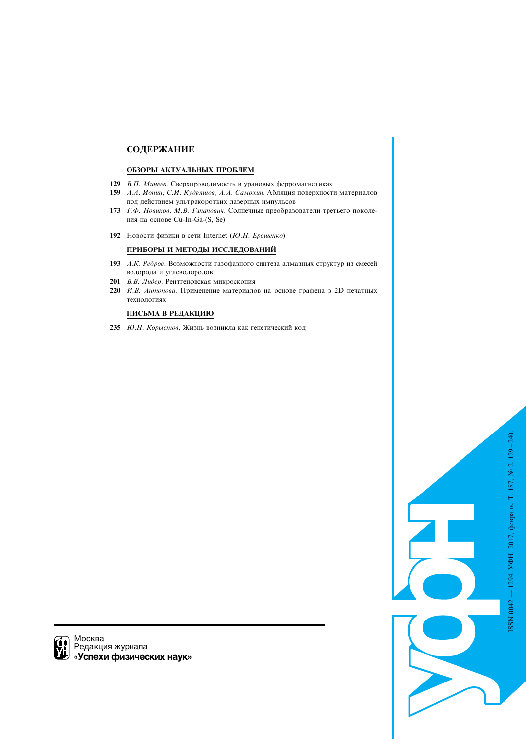## СОДЕРЖАНИЕ

### ОБЗОРЫ АКТУАЛЬНЫХ ПРОБЛЕМ

**129** *В.П. Минеев.* Сверхпроводимость в урановых ферромагнетиках

**159** *А.А. Ионин, С.И. Кудряшов, А.А. Самохин.* Абляция поверхности материалов под действием ультракоротких лазерных импульсов

**173** *Г.Ф. Новиков, М.В. Гапанович.* Солнечные преобразователи третьего поколения на основе Cu-In-Ga-(S, Se)

**192** Новости физики в сети Internet (*Ю.Н. Ерошенко*)

### ПРИБОРЫ И МЕТОДЫ ИССЛЕДОВАНИЙ

**193** *А.К. Ребров.* Возможности газофазного синтеза алмазных структур из смесей водорода и углеводородов

**201** *В.В. Лидер.* Рентгеновская микроскопия

**220** *И.В. Антонова.* Применение материалов на основе графена в 2D печатных технологиях

### ПИСЬМА В РЕДАКЦИЮ

**235** *Ю.Н. Корыстов.* Жизнь возникла как генетический код

Москва
Редакция журнала
**«Успехи физических наук»**

УФН

ISSN 0042 — 1294. УФН. 2017, февраль. Т. 187, № 2. 129 – 240.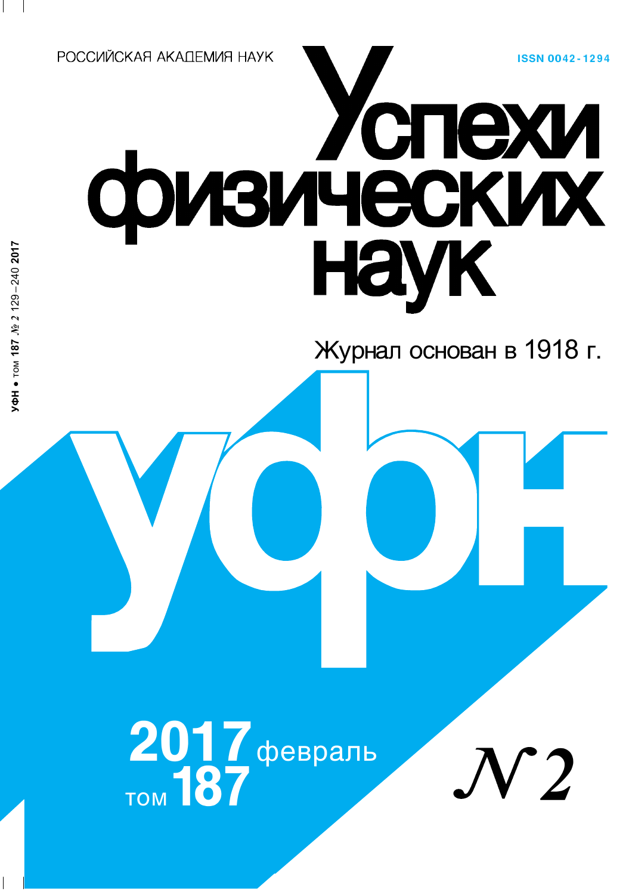РОССИЙСКАЯ АКАДЕМИЯ НАУК

ISSN 0042-1294

# Успехи физических наук

Журнал основан в 1918 г.

# УФН

2017 февраль

том 187

№ 2

УФН • том 187 № 2 129–240 2017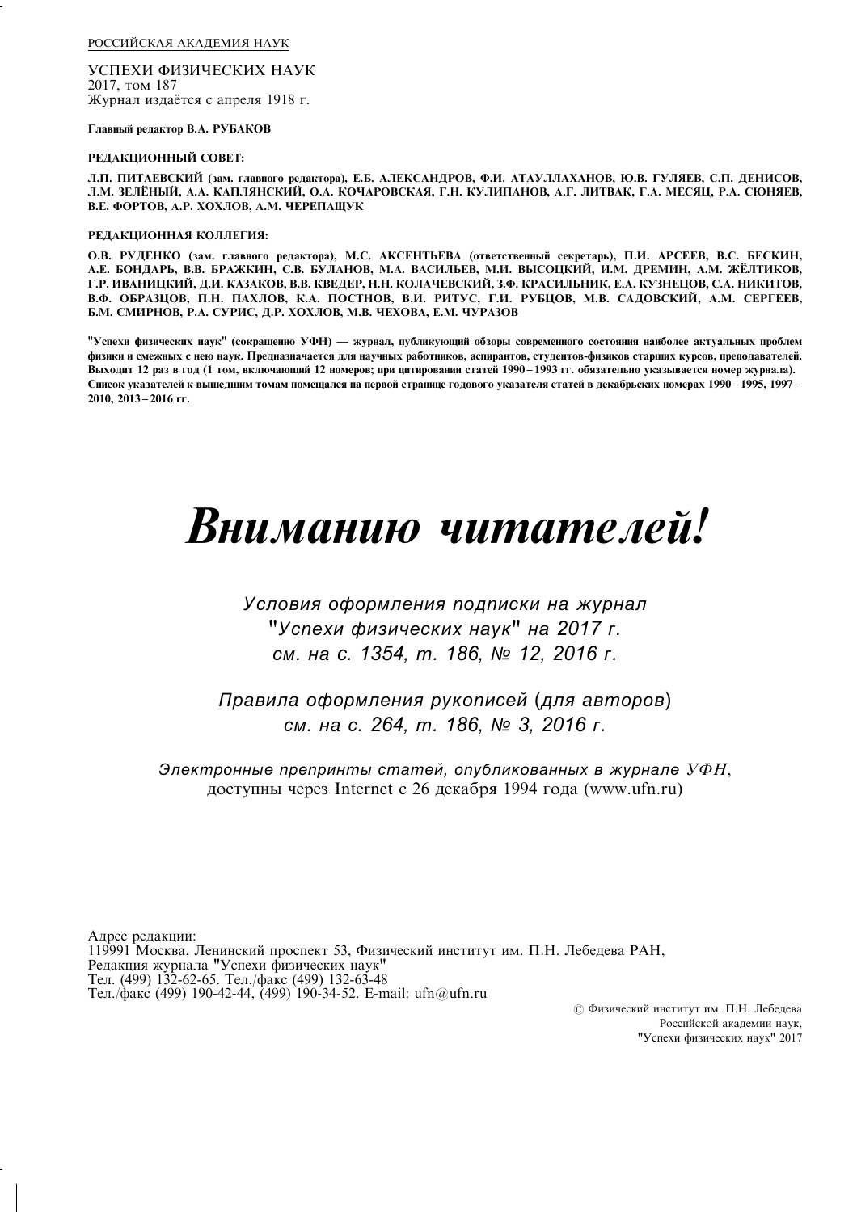РОССИЙСКАЯ АКАДЕМИЯ НАУК

УСПЕХИ ФИЗИЧЕСКИХ НАУК
2017, том 187
Журнал издаётся с апреля 1918 г.

**Главный редактор В.А. РУБАКОВ**

**РЕДАКЦИОННЫЙ СОВЕТ:**

**Л.П. ПИТАЕВСКИЙ (зам. главного редактора), Е.Б. АЛЕКСАНДРОВ, Ф.И. АТАУЛЛАХАНОВ, Ю.В. ГУЛЯЕВ, С.П. ДЕНИСОВ, Л.М. ЗЕЛЁНЫЙ, А.А. КАПЛЯНСКИЙ, О.А. КОЧАРОВСКАЯ, Г.Н. КУЛИПАНОВ, А.Г. ЛИТВАК, Г.А. МЕСЯЦ, Р.А. СЮНЯЕВ, В.Е. ФОРТОВ, А.Р. ХОХЛОВ, А.М. ЧЕРЕПАЩУК**

**РЕДАКЦИОННАЯ КОЛЛЕГИЯ:**

**О.В. РУДЕНКО (зам. главного редактора), М.С. АКСЕНТЬЕВА (ответственный секретарь), П.И. АРСЕЕВ, В.С. БЕСКИН, А.Е. БОНДАРЬ, В.В. БРАЖКИН, С.В. БУЛАНОВ, М.А. ВАСИЛЬЕВ, М.И. ВЫСОЦКИЙ, И.М. ДРЕМИН, А.М. ЖЁЛТИКОВ, Г.Р. ИВАНИЦКИЙ, Д.И. КАЗАКОВ, В.В. КВЕДЕР, Н.Н. КОЛАЧЕВСКИЙ, З.Ф. КРАСИЛЬНИК, Е.А. КУЗНЕЦОВ, С.А. НИКИТОВ, В.Ф. ОБРАЗЦОВ, П.Н. ПАХЛОВ, К.А. ПОСТНОВ, В.И. РИТУС, Г.И. РУБЦОВ, М.В. САДОВСКИЙ, А.М. СЕРГЕЕВ, Б.М. СМИРНОВ, Р.А. СУРИС, Д.Р. ХОХЛОВ, М.В. ЧЕХОВА, Е.М. ЧУРАЗОВ**

**"Успехи физических наук" (сокращенно УФН) — журнал, публикующий обзоры современного состояния наиболее актуальных проблем физики и смежных с нею наук. Предназначается для научных работников, аспирантов, студентов-физиков старших курсов, преподавателей. Выходит 12 раз в год (1 том, включающий 12 номеров; при цитировании статей 1990 – 1993 гг. обязательно указывается номер журнала). Список указателей к вышедшим томам помещался на первой странице годового указателя статей в декабрьских номерах 1990 – 1995, 1997 – 2010, 2013 – 2016 гг.**

# *Вниманию читателей!*

*Условия оформления подписки на журнал "Успехи физических наук" на 2017 г. см. на с. 1354, т. 186, № 12, 2016 г.*

*Правила оформления рукописей (для авторов) см. на с. 264, т. 186, № 3, 2016 г.*

*Электронные препринты статей, опубликованных в журнале УФН,* доступны через Internet с 26 декабря 1994 года (www.ufn.ru)

Адрес редакции:
119991 Москва, Ленинский проспект 53, Физический институт им. П.Н. Лебедева РАН,
Редакция журнала "Успехи физических наук"
Тел. (499) 132-62-65. Тел./факс (499) 132-63-48
Тел./факс (499) 190-42-44, (499) 190-34-52. E-mail: ufn@ufn.ru

© Физический институт им. П.Н. Лебедева
Российской академии наук,
"Успехи физических наук" 2017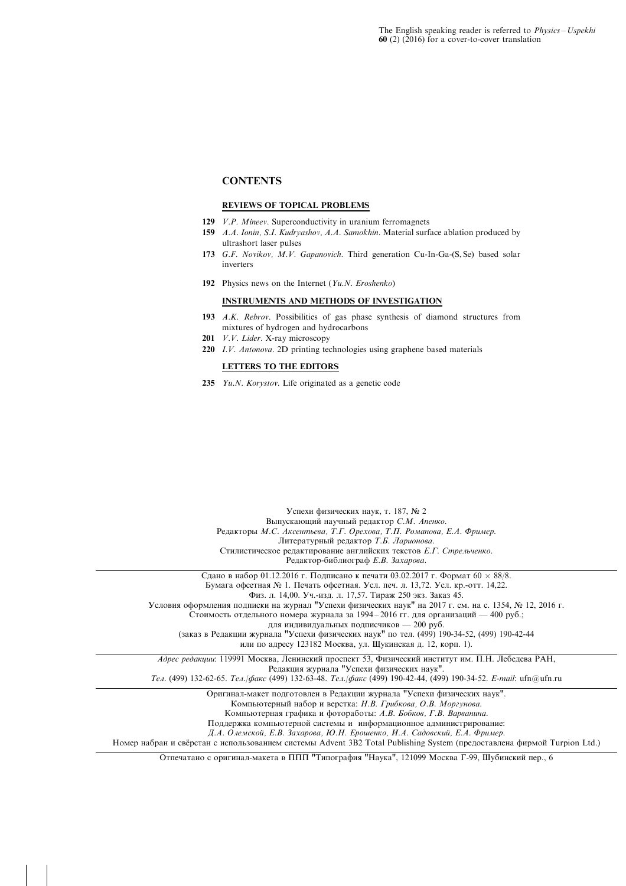The English speaking reader is referred to *Physics – Uspekhi* **60** (2) (2016) for a cover-to-cover translation

## CONTENTS

### REVIEWS OF TOPICAL PROBLEMS

**129** *V.P. Mineev*. Superconductivity in uranium ferromagnets

**159** *A.A. Ionin, S.I. Kudryashov, A.A. Samokhin*. Material surface ablation produced by ultrashort laser pulses

**173** *G.F. Novikov, M.V. Gapanovich*. Third generation Cu-In-Ga-(S, Se) based solar inverters

**192** Physics news on the Internet (*Yu.N. Eroshenko*)

### INSTRUMENTS AND METHODS OF INVESTIGATION

**193** *A.K. Rebrov*. Possibilities of gas phase synthesis of diamond structures from mixtures of hydrogen and hydrocarbons

**201** *V.V. Lider*. X-ray microscopy

**220** *I.V. Antonova*. 2D printing technologies using graphene based materials

### LETTERS TO THE EDITORS

**235** *Yu.N. Korystov*. Life originated as a genetic code

Успехи физических наук, т. 187, № 2
Выпускающий научный редактор *С.М. Апенко*.
Редакторы *М.С. Аксентьева, Т.Г. Орехова, Т.П. Романова, Е.А. Фример*.
Литературный редактор *Т.Б. Ларионова*.
Стилистическое редактирование английских текстов *Е.Г. Стрельченко*.
Редактор-библиограф *Е.В. Захарова*.

---

Сдано в набор 01.12.2016 г. Подписано к печати 03.02.2017 г. Формат 60 × 88/8.
Бумага офсетная № 1. Печать офсетная. Усл. печ. л. 13,72. Усл. кр.-отт. 14,22.
Физ. л. 14,00. Уч.-изд. л. 17,57. Тираж 250 экз. Заказ 45.
Условия оформления подписки на журнал "Успехи физических наук" на 2017 г. см. на с. 1354, № 12, 2016 г.
Стоимость отдельного номера журнала за 1994 – 2016 гг. для организаций — 400 руб.;
для индивидуальных подписчиков — 200 руб.
(заказ в Редакции журнала "Успехи физических наук" по тел. (499) 190-34-52, (499) 190-42-44
или по адресу 123182 Москва, ул. Щукинская д. 12, корп. 1).

---

*Адрес редакции*: 119991 Москва, Ленинский проспект 53, Физический институт им. П.Н. Лебедева РАН,
Редакция журнала "Успехи физических наук".
*Тел.* (499) 132-62-65. *Тел./факс* (499) 132-63-48. *Тел./факс* (499) 190-42-44, (499) 190-34-52. *E-mail*: ufn@ufn.ru

---

Оригинал-макет подготовлен в Редакции журнала "Успехи физических наук".
Компьютерный набор и верстка: *И.В. Грибкова, О.В. Моргунова*.
Компьютерная графика и фоторaботы: *А.В. Бобков, Г.В. Варванина*.
Поддержка компьютерной системы и информационное администрирование:
*Д.А. Олемской, Е.В. Захарова, Ю.Н. Ерошенко, И.А. Садовский, Е.А. Фример*.
Номер набран и свёрстан с использованием системы Advent 3B2 Total Publishing System (предоставлена фирмой Turpion Ltd.)

---

Отпечатано с оригинал-макета в ППП "Типография "Наука", 121099 Москва Г-99, Шубинский пер., 6